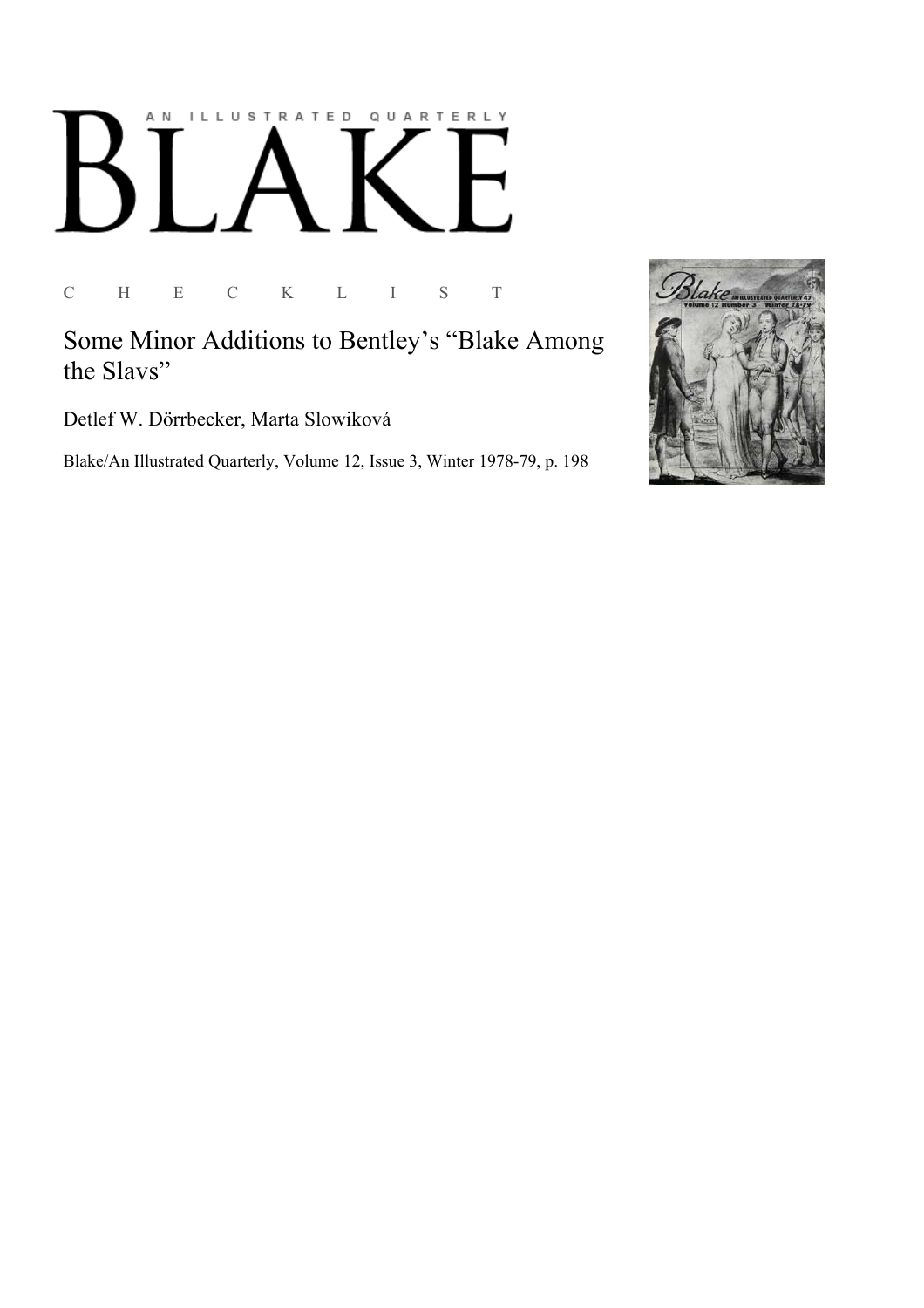# A N I L L U S T R A T E D Q U A R T E R L Y

# BLAKE

C H E C K L I S T

## Some Minor Additions to Bentley's "Blake Among the Slavs"

Detlef W. Dörrbecker, Marta Slowiková

Blake/An Illustrated Quarterly, Volume 12, Issue 3, Winter 1978-79, p. 198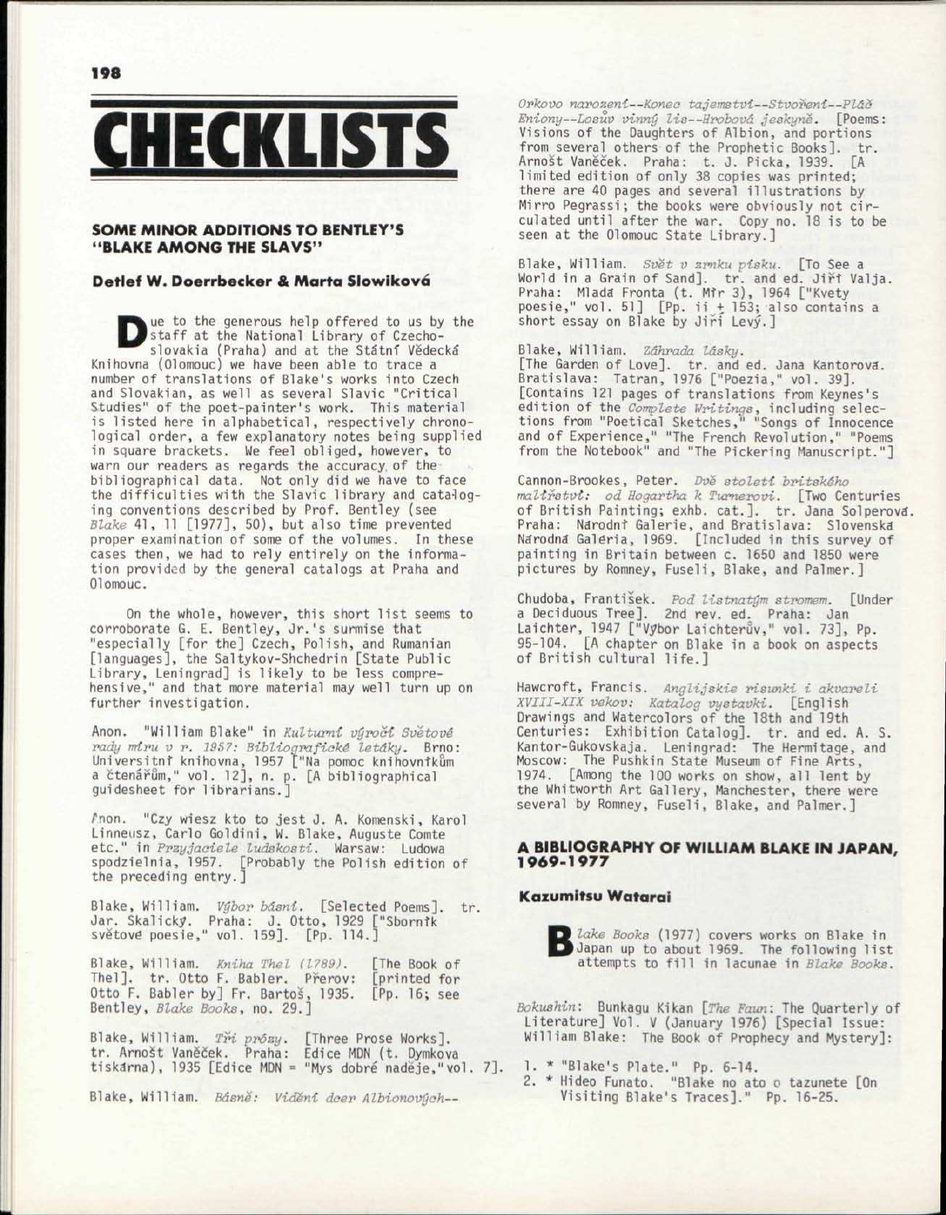# CHECKLISTS

## SOME MINOR ADDITIONS TO BENTLEY'S "BLAKE AMONG THE SLAVS"

### Detlef W. Doerrbecker & Marta Slowiková

Due to the generous help offered to us by the staff at the National Library of Czechoslovakia (Praha) and at the Státní Vědecká Knihovna (Olomouc) we have been able to trace a number of translations of Blake's works into Czech and Slovakian, as well as several Slavic "Critical Studies" of the poet-painter's work. This material is listed here in alphabetical, respectively chronological order, a few explanatory notes being supplied in square brackets. We feel obliged, however, to warn our readers as regards the accuracy of the bibliographical data. Not only did we have to face the difficulties with the Slavic library and cataloging conventions described by Prof. Bentley (see *Blake* 41, 11 [1977], 50), but also time prevented proper examination of some of the volumes. In these cases then, we had to rely entirely on the information provided by the general catalogs at Praha and Olomouc.

On the whole, however, this short list seems to corroborate G. E. Bentley, Jr.'s surmise that "especially [for the] Czech, Polish, and Rumanian [languages], the Saltykov-Shchedrin [State Public Library, Leningrad] is likely to be less comprehensive," and that more material may well turn up on further investigation.

Anon. "William Blake" in *Kulturní výročí Světové rady míru v r. 1957: Bibliografické letáky*. Brno: Universitní knihovna, 1957 ["Na pomoc knihovníkům a čtenářům," vol. 12], n. p. [A bibliographical guidesheet for librarians.]

Anon. "Czy wiesz kto to jest J. A. Komenski, Karol Linneusz, Carlo Goldini, W. Blake, Auguste Comte etc." in *Przyjaciele ludzkości*. Warsaw: Ludowa spodzielnia, 1957. [Probably the Polish edition of the preceding entry.]

Blake, William. *Výbor básní*. [Selected Poems]. tr. Jar. Skalický. Praha: J. Otto, 1929 ["Sborník světové poesie," vol. 159]. [Pp. 114.]

Blake, William. *Kniha Thel (1789)*. [The Book of Thel]. tr. Otto F. Babler. Přerov: [printed for Otto F. Babler by] Fr. Bartoš, 1935. [Pp. 16; see Bentley, *Blake Books*, no. 29.]

Blake, William. *Tři prózy*. [Three Prose Works]. tr. Arnošt Vaněček. Praha: Edice MDN (t. Dymkova tiskárna), 1935 [Edice MDN = "Mys dobré naděje," vol. 7].

Blake, William. *Básně: Vidění dcer Albionových--Orkovo narození--Konec tajemství--Stvoření--Pláč Eniony--Losův vinný lis--Hrobová jeskyně*. [Poems: Visions of the Daughters of Albion, and portions from several others of the Prophetic Books]. tr. Arnošt Vaněček. Praha: t. J. Picka, 1939. [A limited edition of only 38 copies was printed; there are 40 pages and several illustrations by Mirro Pegrassi; the books were obviously not circulated until after the war. Copy no. 18 is to be seen at the Olomouc State Library.]

Blake, William. *Svět v zrnku písku*. [To See a World in a Grain of Sand]. tr. and ed. Jiří Valja. Praha: Mladá Fronta (t. Mír 3), 1964 ["Kvety poesie," vol. 51] [Pp. ii + 153; also contains a short essay on Blake by Jiří Levý.]

Blake, William. *Záhrada lásky*. [The Garden of Love]. tr. and ed. Jana Kantorová. Bratislava: Tatran, 1976 ["Poezia," vol. 39]. [Contains 121 pages of translations from Keynes's edition of the *Complete Writings*, including selections from "Poetical Sketches," "Songs of Innocence and of Experience," "The French Revolution," "Poems from the Notebook" and "The Pickering Manuscript."]

Cannon-Brookes, Peter. *Dvě století britského malířství: od Hogartha k Turnerovi*. [Two Centuries of British Painting; exhb. cat.]. tr. Jana Solperová. Praha: Národní Galerie, and Bratislava: Slovenská Národná Galéria, 1969. [Included in this survey of painting in Britain between c. 1650 and 1850 were pictures by Romney, Fuseli, Blake, and Palmer.]

Chudoba, František. *Pod listnatým stromem*. [Under a Deciduous Tree]. 2nd rev. ed. Praha: Jan Laichter, 1947 ["Výbor Laichterův," vol. 73], Pp. 95-104. [A chapter on Blake in a book on aspects of British cultural life.]

Hawcroft, Francis. *Anglijskie risunki i akvareli XVIII-XIX vekov: Katalog vystavki*. [English Drawings and Watercolors of the 18th and 19th Centuries: Exhibition Catalog]. tr. and ed. A. S. Kantor-Gukovskaja. Leningrad: The Hermitage, and Moscow: The Pushkin State Museum of Fine Arts, 1974. [Among the 100 works on show, all lent by the Whitworth Art Gallery, Manchester, there were several by Romney, Fuseli, Blake, and Palmer.]

## A BIBLIOGRAPHY OF WILLIAM BLAKE IN JAPAN, 1969-1977

### Kazumitsu Watarai

*Blake Books* (1977) covers works on Blake in Japan up to about 1969. The following list attempts to fill in lacunae in *Blake Books*.

*Bokushin*: Bunkagu Kikan [*The Faun*: The Quarterly of Literature] Vol. V (January 1976) [Special Issue: William Blake: The Book of Prophecy and Mystery]:

1. * "Blake's Plate." Pp. 6-14.
2. * Hideo Funato. "Blake no ato o tazunete [On Visiting Blake's Traces]." Pp. 16-25.